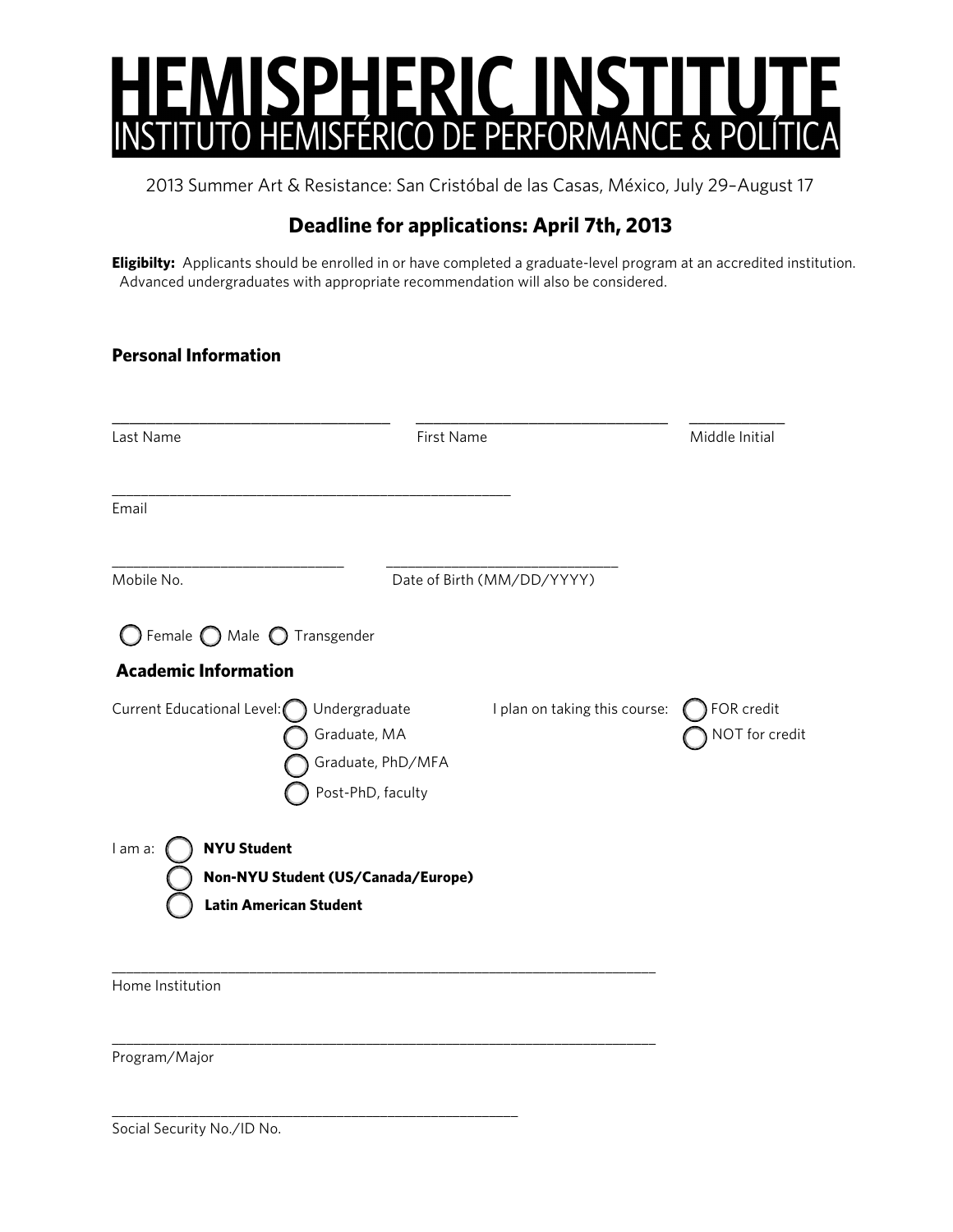# HEMISPHERIC INSTITUTE

## INSTITUTO HEMISFÉRICO DE PERFORMANCE & POLÍTICA

2013 Summer Art & Resistance: San Cristóbal de las Casas, México, July 29–August 17

### Deadline for applications: April 7th, 2013

**Eligibilty:** Applicants should be enrolled in or have completed a graduate-level program at an accredited institution. Advanced undergraduates with appropriate recommendation will also be considered.

### Personal Information

___________________________ ___________________________ __________
Last Name First Name Middle Initial

___________________________________________
Email

_________________________ _________________________
Mobile No. Date of Birth (MM/DD/YYYY)

◯ Female ◯ Male ◯ Transgender

### Academic Information

Current Educational Level:
- ◯ Undergraduate
- ◯ Graduate, MA
- ◯ Graduate, PhD/MFA
- ◯ Post-PhD, faculty

I plan on taking this course:
- ◯ FOR credit
- ◯ NOT for credit

I am a:
- ◯ **NYU Student**
- ◯ **Non-NYU Student (US/Canada/Europe)**
- ◯ **Latin American Student**

___________________________________________________________
Home Institution

___________________________________________________________
Program/Major

___________________________________________
Social Security No./ID No.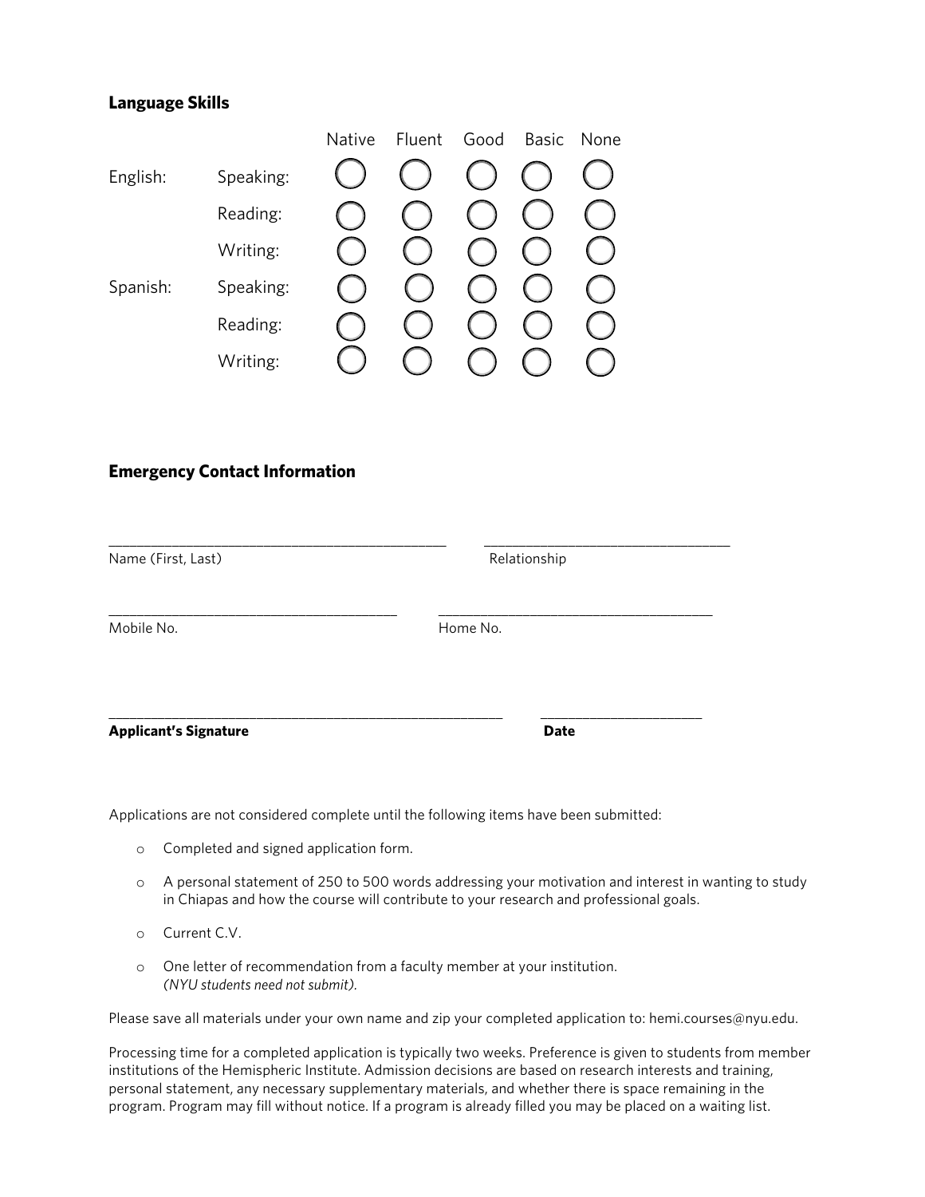## Language Skills

| | | Native | Fluent | Good | Basic | None |
|---|---|---|---|---|---|---|
| English: | Speaking: | ◯ | ◯ | ◯ | ◯ | ◯ |
| | Reading: | ◯ | ◯ | ◯ | ◯ | ◯ |
| | Writing: | ◯ | ◯ | ◯ | ◯ | ◯ |
| Spanish: | Speaking: | ◯ | ◯ | ◯ | ◯ | ◯ |
| | Reading: | ◯ | ◯ | ◯ | ◯ | ◯ |
| | Writing: | ◯ | ◯ | ◯ | ◯ | ◯ |

## Emergency Contact Information

\_\_\_\_\_\_\_\_\_\_\_\_\_\_\_\_\_\_\_\_\_\_\_\_\_\_\_\_\_\_\_\_\_\_\_\_ \_\_\_\_\_\_\_\_\_\_\_\_\_\_\_\_\_\_\_\_\_\_\_\_\_\_

Name (First, Last) Relationship

\_\_\_\_\_\_\_\_\_\_\_\_\_\_\_\_\_\_\_\_\_\_\_\_\_\_\_\_\_\_\_\_ \_\_\_\_\_\_\_\_\_\_\_\_\_\_\_\_\_\_\_\_\_\_\_\_\_\_\_\_\_\_

Mobile No. Home No.

\_\_\_\_\_\_\_\_\_\_\_\_\_\_\_\_\_\_\_\_\_\_\_\_\_\_\_\_\_\_\_\_\_\_\_\_\_\_\_\_\_\_ \_\_\_\_\_\_\_\_\_\_\_\_\_\_\_\_\_\_\_\_

**Applicant's Signature** **Date**

Applications are not considered complete until the following items have been submitted:

- Completed and signed application form.
- A personal statement of 250 to 500 words addressing your motivation and interest in wanting to study in Chiapas and how the course will contribute to your research and professional goals.
- Current C.V.
- One letter of recommendation from a faculty member at your institution.
  *(NYU students need not submit).*

Please save all materials under your own name and zip your completed application to: hemi.courses@nyu.edu.

Processing time for a completed application is typically two weeks. Preference is given to students from member institutions of the Hemispheric Institute. Admission decisions are based on research interests and training, personal statement, any necessary supplementary materials, and whether there is space remaining in the program. Program may fill without notice. If a program is already filled you may be placed on a waiting list.